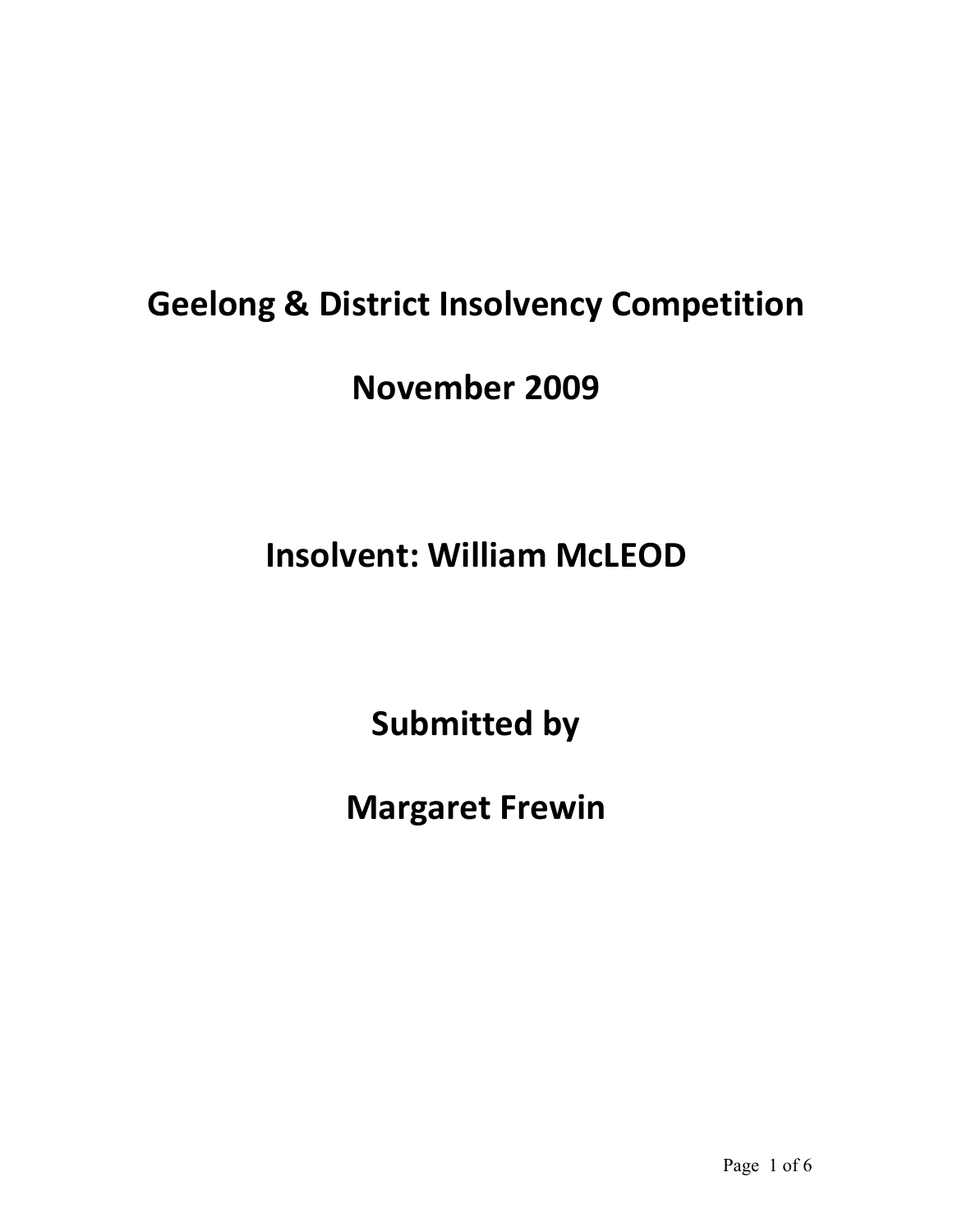# Geelong & District Insolvency Competition

## November 2009

## Insolvent: William McLEOD

## Submitted by

## Margaret Frewin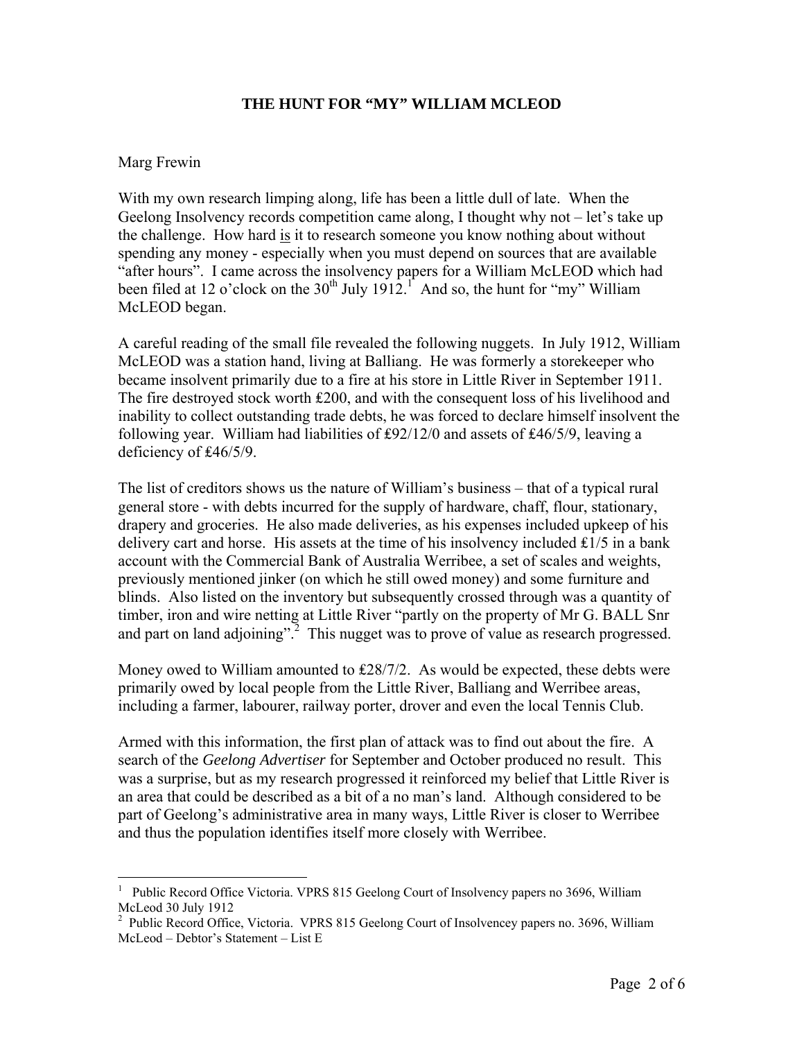# THE HUNT FOR "MY" WILLIAM MCLEOD

Marg Frewin

With my own research limping along, life has been a little dull of late. When the Geelong Insolvency records competition came along, I thought why not – let's take up the challenge. How hard is it to research someone you know nothing about without spending any money - especially when you must depend on sources that are available "after hours". I came across the insolvency papers for a William McLEOD which had been filed at 12 o'clock on the 30th July 1912.[1] And so, the hunt for "my" William McLEOD began.

A careful reading of the small file revealed the following nuggets. In July 1912, William McLEOD was a station hand, living at Balliang. He was formerly a storekeeper who became insolvent primarily due to a fire at his store in Little River in September 1911. The fire destroyed stock worth ₤200, and with the consequent loss of his livelihood and inability to collect outstanding trade debts, he was forced to declare himself insolvent the following year. William had liabilities of ₤92/12/0 and assets of ₤46/5/9, leaving a deficiency of ₤46/5/9.

The list of creditors shows us the nature of William's business – that of a typical rural general store - with debts incurred for the supply of hardware, chaff, flour, stationary, drapery and groceries. He also made deliveries, as his expenses included upkeep of his delivery cart and horse. His assets at the time of his insolvency included ₤1/5 in a bank account with the Commercial Bank of Australia Werribee, a set of scales and weights, previously mentioned jinker (on which he still owed money) and some furniture and blinds. Also listed on the inventory but subsequently crossed through was a quantity of timber, iron and wire netting at Little River "partly on the property of Mr G. BALL Snr and part on land adjoining".[2] This nugget was to prove of value as research progressed.

Money owed to William amounted to ₤28/7/2. As would be expected, these debts were primarily owed by local people from the Little River, Balliang and Werribee areas, including a farmer, labourer, railway porter, drover and even the local Tennis Club.

Armed with this information, the first plan of attack was to find out about the fire. A search of the *Geelong Advertiser* for September and October produced no result. This was a surprise, but as my research progressed it reinforced my belief that Little River is an area that could be described as a bit of a no man's land. Although considered to be part of Geelong's administrative area in many ways, Little River is closer to Werribee and thus the population identifies itself more closely with Werribee.

---

[1] Public Record Office Victoria. VPRS 815 Geelong Court of Insolvency papers no 3696, William McLeod 30 July 1912

[2] Public Record Office, Victoria. VPRS 815 Geelong Court of Insolvencey papers no. 3696, William McLeod – Debtor's Statement – List E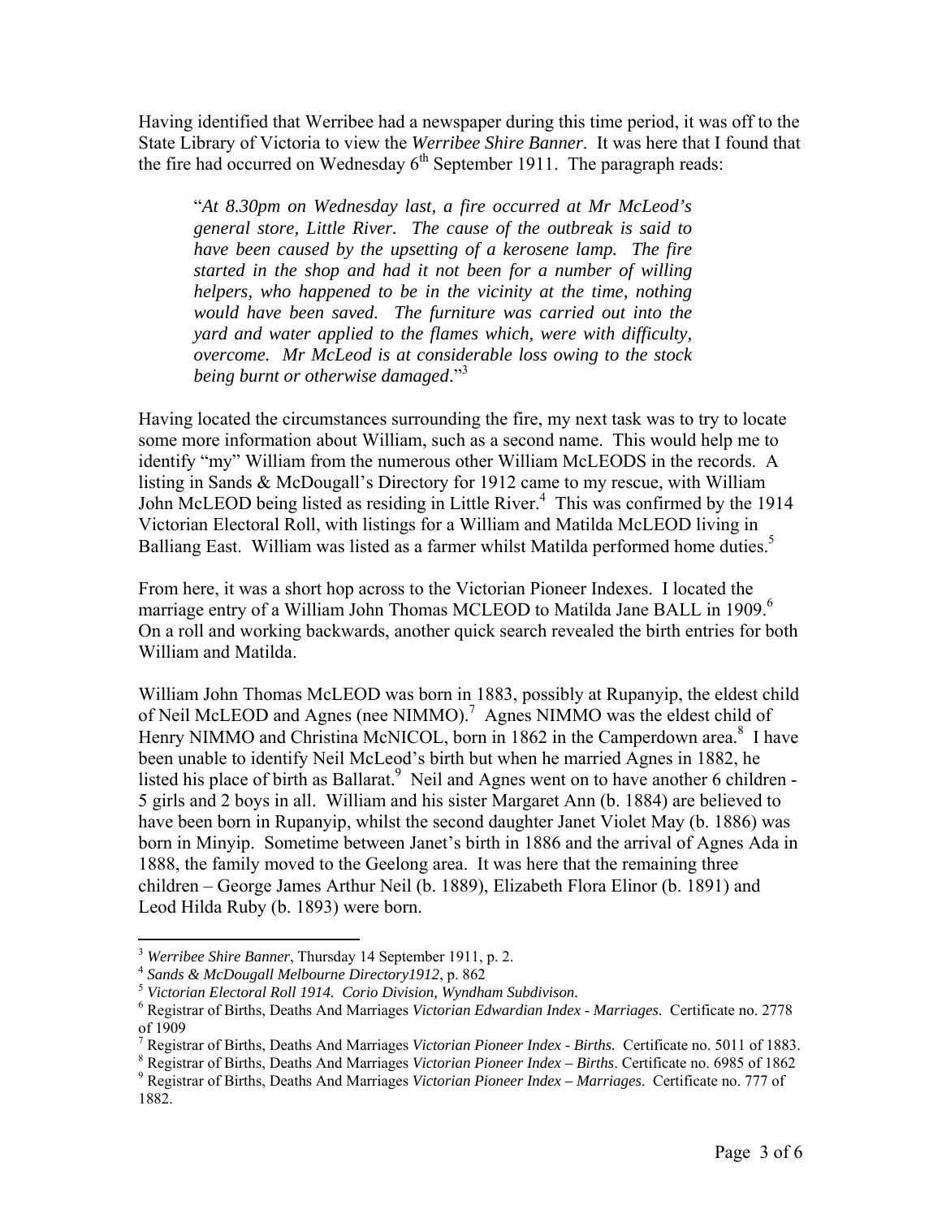Having identified that Werribee had a newspaper during this time period, it was off to the State Library of Victoria to view the *Werribee Shire Banner*. It was here that I found that the fire had occurred on Wednesday 6th September 1911. The paragraph reads:

> "*At 8.30pm on Wednesday last, a fire occurred at Mr McLeod's general store, Little River. The cause of the outbreak is said to have been caused by the upsetting of a kerosene lamp. The fire started in the shop and had it not been for a number of willing helpers, who happened to be in the vicinity at the time, nothing would have been saved. The furniture was carried out into the yard and water applied to the flames which, were with difficulty, overcome. Mr McLeod is at considerable loss owing to the stock being burnt or otherwise damaged*."[3]

Having located the circumstances surrounding the fire, my next task was to try to locate some more information about William, such as a second name. This would help me to identify "my" William from the numerous other William McLEODS in the records. A listing in Sands & McDougall's Directory for 1912 came to my rescue, with William John McLEOD being listed as residing in Little River.[4] This was confirmed by the 1914 Victorian Electoral Roll, with listings for a William and Matilda McLEOD living in Balliang East. William was listed as a farmer whilst Matilda performed home duties.[5]

From here, it was a short hop across to the Victorian Pioneer Indexes. I located the marriage entry of a William John Thomas MCLEOD to Matilda Jane BALL in 1909.[6] On a roll and working backwards, another quick search revealed the birth entries for both William and Matilda.

William John Thomas McLEOD was born in 1883, possibly at Rupanyip, the eldest child of Neil McLEOD and Agnes (nee NIMMO).[7] Agnes NIMMO was the eldest child of Henry NIMMO and Christina McNICOL, born in 1862 in the Camperdown area.[8] I have been unable to identify Neil McLeod's birth but when he married Agnes in 1882, he listed his place of birth as Ballarat.[9] Neil and Agnes went on to have another 6 children - 5 girls and 2 boys in all. William and his sister Margaret Ann (b. 1884) are believed to have been born in Rupanyip, whilst the second daughter Janet Violet May (b. 1886) was born in Minyip. Sometime between Janet's birth in 1886 and the arrival of Agnes Ada in 1888, the family moved to the Geelong area. It was here that the remaining three children – George James Arthur Neil (b. 1889), Elizabeth Flora Elinor (b. 1891) and Leod Hilda Ruby (b. 1893) were born.

---

[3] *Werribee Shire Banner*, Thursday 14 September 1911, p. 2.

[4] *Sands & McDougall Melbourne Directory1912*, p. 862

[5] *Victorian Electoral Roll 1914. Corio Division, Wyndham Subdivison.*

[6] Registrar of Births, Deaths And Marriages *Victorian Edwardian Index - Marriages*. Certificate no. 2778 of 1909

[7] Registrar of Births, Deaths And Marriages *Victorian Pioneer Index - Births.* Certificate no. 5011 of 1883.

[8] Registrar of Births, Deaths And Marriages *Victorian Pioneer Index – Births*. Certificate no. 6985 of 1862

[9] Registrar of Births, Deaths And Marriages *Victorian Pioneer Index – Marriages*. Certificate no. 777 of 1882.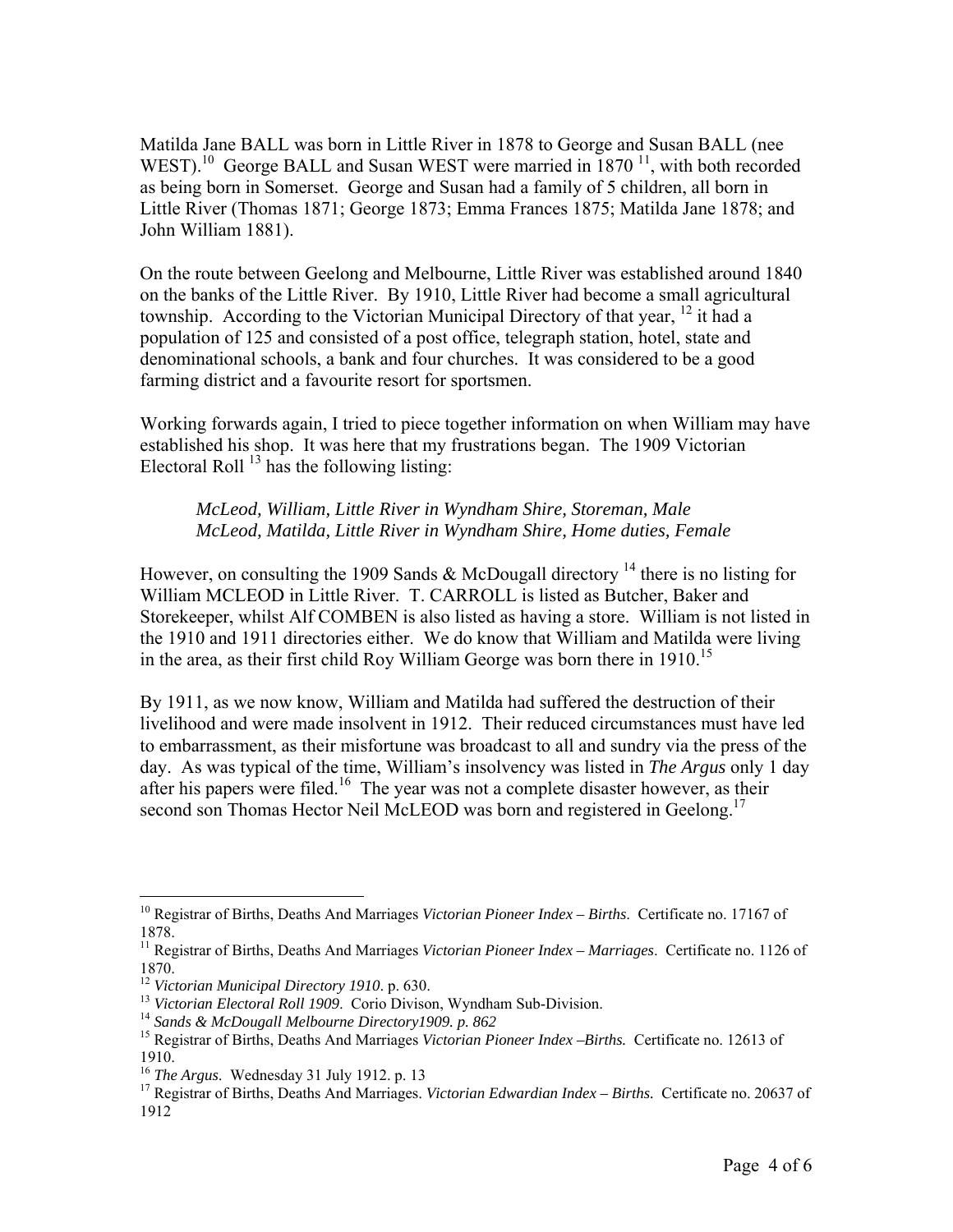Matilda Jane BALL was born in Little River in 1878 to George and Susan BALL (nee WEST).[10] George BALL and Susan WEST were married in 1870 [11], with both recorded as being born in Somerset. George and Susan had a family of 5 children, all born in Little River (Thomas 1871; George 1873; Emma Frances 1875; Matilda Jane 1878; and John William 1881).

On the route between Geelong and Melbourne, Little River was established around 1840 on the banks of the Little River. By 1910, Little River had become a small agricultural township. According to the Victorian Municipal Directory of that year, [12] it had a population of 125 and consisted of a post office, telegraph station, hotel, state and denominational schools, a bank and four churches. It was considered to be a good farming district and a favourite resort for sportsmen.

Working forwards again, I tried to piece together information on when William may have established his shop. It was here that my frustrations began. The 1909 Victorian Electoral Roll [13] has the following listing:

> *McLeod, William, Little River in Wyndham Shire, Storeman, Male*
> *McLeod, Matilda, Little River in Wyndham Shire, Home duties, Female*

However, on consulting the 1909 Sands & McDougall directory [14] there is no listing for William MCLEOD in Little River. T. CARROLL is listed as Butcher, Baker and Storekeeper, whilst Alf COMBEN is also listed as having a store. William is not listed in the 1910 and 1911 directories either. We do know that William and Matilda were living in the area, as their first child Roy William George was born there in 1910.[15]

By 1911, as we now know, William and Matilda had suffered the destruction of their livelihood and were made insolvent in 1912. Their reduced circumstances must have led to embarrassment, as their misfortune was broadcast to all and sundry via the press of the day. As was typical of the time, William's insolvency was listed in *The Argus* only 1 day after his papers were filed.[16] The year was not a complete disaster however, as their second son Thomas Hector Neil McLEOD was born and registered in Geelong.[17]

---

[10] Registrar of Births, Deaths And Marriages *Victorian Pioneer Index – Births*. Certificate no. 17167 of 1878.

[11] Registrar of Births, Deaths And Marriages *Victorian Pioneer Index – Marriages*. Certificate no. 1126 of 1870.

[12] *Victorian Municipal Directory 1910*. p. 630.

[13] *Victorian Electoral Roll 1909*. Corio Divison, Wyndham Sub-Division.

[14] *Sands & McDougall Melbourne Directory1909. p. 862*

[15] Registrar of Births, Deaths And Marriages *Victorian Pioneer Index –Births.* Certificate no. 12613 of 1910.

[16] *The Argus*. Wednesday 31 July 1912. p. 13

[17] Registrar of Births, Deaths And Marriages. *Victorian Edwardian Index – Births.* Certificate no. 20637 of 1912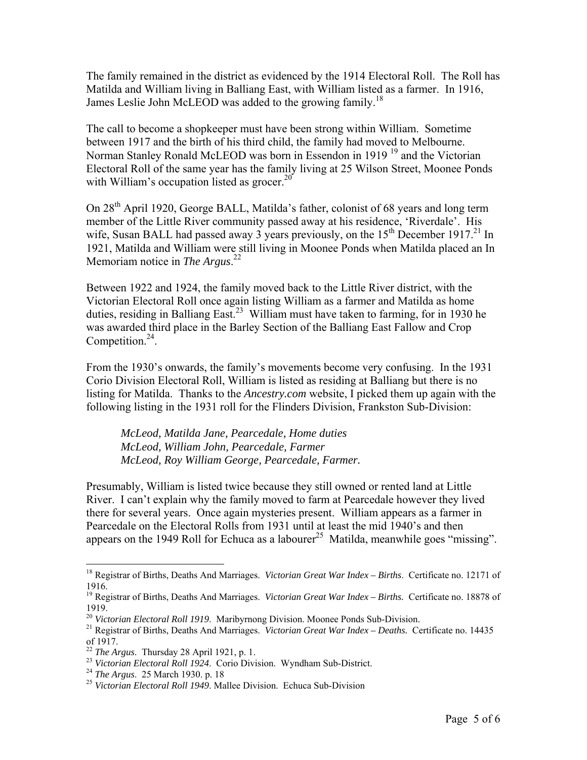The family remained in the district as evidenced by the 1914 Electoral Roll. The Roll has Matilda and William living in Balliang East, with William listed as a farmer. In 1916, James Leslie John McLEOD was added to the growing family.[18]

The call to become a shopkeeper must have been strong within William. Sometime between 1917 and the birth of his third child, the family had moved to Melbourne. Norman Stanley Ronald McLEOD was born in Essendon in 1919 [19] and the Victorian Electoral Roll of the same year has the family living at 25 Wilson Street, Moonee Ponds with William's occupation listed as grocer.[20]

On 28th April 1920, George BALL, Matilda's father, colonist of 68 years and long term member of the Little River community passed away at his residence, 'Riverdale'. His wife, Susan BALL had passed away 3 years previously, on the 15th December 1917.[21] In 1921, Matilda and William were still living in Moonee Ponds when Matilda placed an In Memoriam notice in *The Argus*.[22]

Between 1922 and 1924, the family moved back to the Little River district, with the Victorian Electoral Roll once again listing William as a farmer and Matilda as home duties, residing in Balliang East.[23] William must have taken to farming, for in 1930 he was awarded third place in the Barley Section of the Balliang East Fallow and Crop Competition.[24].

From the 1930's onwards, the family's movements become very confusing. In the 1931 Corio Division Electoral Roll, William is listed as residing at Balliang but there is no listing for Matilda. Thanks to the *Ancestry.com* website, I picked them up again with the following listing in the 1931 roll for the Flinders Division, Frankston Sub-Division:

> *McLeod, Matilda Jane, Pearcedale, Home duties*
> *McLeod, William John, Pearcedale, Farmer*
> *McLeod, Roy William George, Pearcedale, Farmer.*

Presumably, William is listed twice because they still owned or rented land at Little River. I can't explain why the family moved to farm at Pearcedale however they lived there for several years. Once again mysteries present. William appears as a farmer in Pearcedale on the Electoral Rolls from 1931 until at least the mid 1940's and then appears on the 1949 Roll for Echuca as a labourer[25] Matilda, meanwhile goes "missing".

---

[18] Registrar of Births, Deaths And Marriages. *Victorian Great War Index – Births*. Certificate no. 12171 of 1916.

[19] Registrar of Births, Deaths And Marriages. *Victorian Great War Index – Births.* Certificate no. 18878 of 1919.

[20] *Victorian Electoral Roll 1919*. Maribyrnong Division. Moonee Ponds Sub-Division.

[21] Registrar of Births, Deaths And Marriages. *Victorian Great War Index – Deaths.* Certificate no. 14435 of 1917.

[22] *The Argus*. Thursday 28 April 1921, p. 1.

[23] *Victorian Electoral Roll 1924*. Corio Division. Wyndham Sub-District.

[24] *The Argus*. 25 March 1930. p. 18

[25] *Victorian Electoral Roll 1949*. Mallee Division. Echuca Sub-Division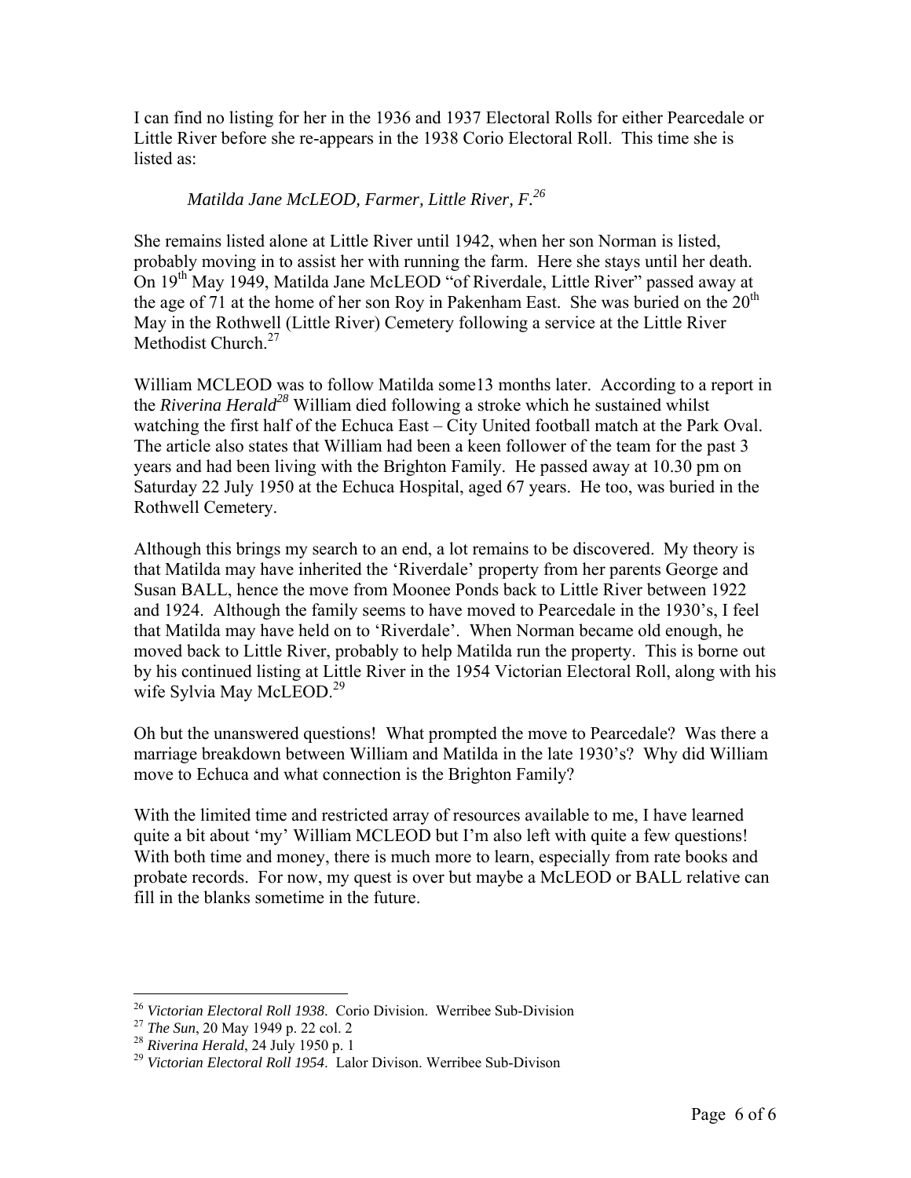I can find no listing for her in the 1936 and 1937 Electoral Rolls for either Pearcedale or Little River before she re-appears in the 1938 Corio Electoral Roll. This time she is listed as:

> *Matilda Jane McLEOD, Farmer, Little River, F.*[26]

She remains listed alone at Little River until 1942, when her son Norman is listed, probably moving in to assist her with running the farm. Here she stays until her death. On 19th May 1949, Matilda Jane McLEOD "of Riverdale, Little River" passed away at the age of 71 at the home of her son Roy in Pakenham East. She was buried on the 20th May in the Rothwell (Little River) Cemetery following a service at the Little River Methodist Church.[27]

William MCLEOD was to follow Matilda some13 months later. According to a report in the *Riverina Herald*[28] William died following a stroke which he sustained whilst watching the first half of the Echuca East – City United football match at the Park Oval. The article also states that William had been a keen follower of the team for the past 3 years and had been living with the Brighton Family. He passed away at 10.30 pm on Saturday 22 July 1950 at the Echuca Hospital, aged 67 years. He too, was buried in the Rothwell Cemetery.

Although this brings my search to an end, a lot remains to be discovered. My theory is that Matilda may have inherited the 'Riverdale' property from her parents George and Susan BALL, hence the move from Moonee Ponds back to Little River between 1922 and 1924. Although the family seems to have moved to Pearcedale in the 1930's, I feel that Matilda may have held on to 'Riverdale'. When Norman became old enough, he moved back to Little River, probably to help Matilda run the property. This is borne out by his continued listing at Little River in the 1954 Victorian Electoral Roll, along with his wife Sylvia May McLEOD.[29]

Oh but the unanswered questions! What prompted the move to Pearcedale? Was there a marriage breakdown between William and Matilda in the late 1930's? Why did William move to Echuca and what connection is the Brighton Family?

With the limited time and restricted array of resources available to me, I have learned quite a bit about 'my' William MCLEOD but I'm also left with quite a few questions! With both time and money, there is much more to learn, especially from rate books and probate records. For now, my quest is over but maybe a McLEOD or BALL relative can fill in the blanks sometime in the future.

---

[26] *Victorian Electoral Roll 1938*. Corio Division. Werribee Sub-Division
[27] *The Sun*, 20 May 1949 p. 22 col. 2
[28] *Riverina Herald*, 24 July 1950 p. 1
[29] *Victorian Electoral Roll 1954*. Lalor Divison. Werribee Sub-Divison